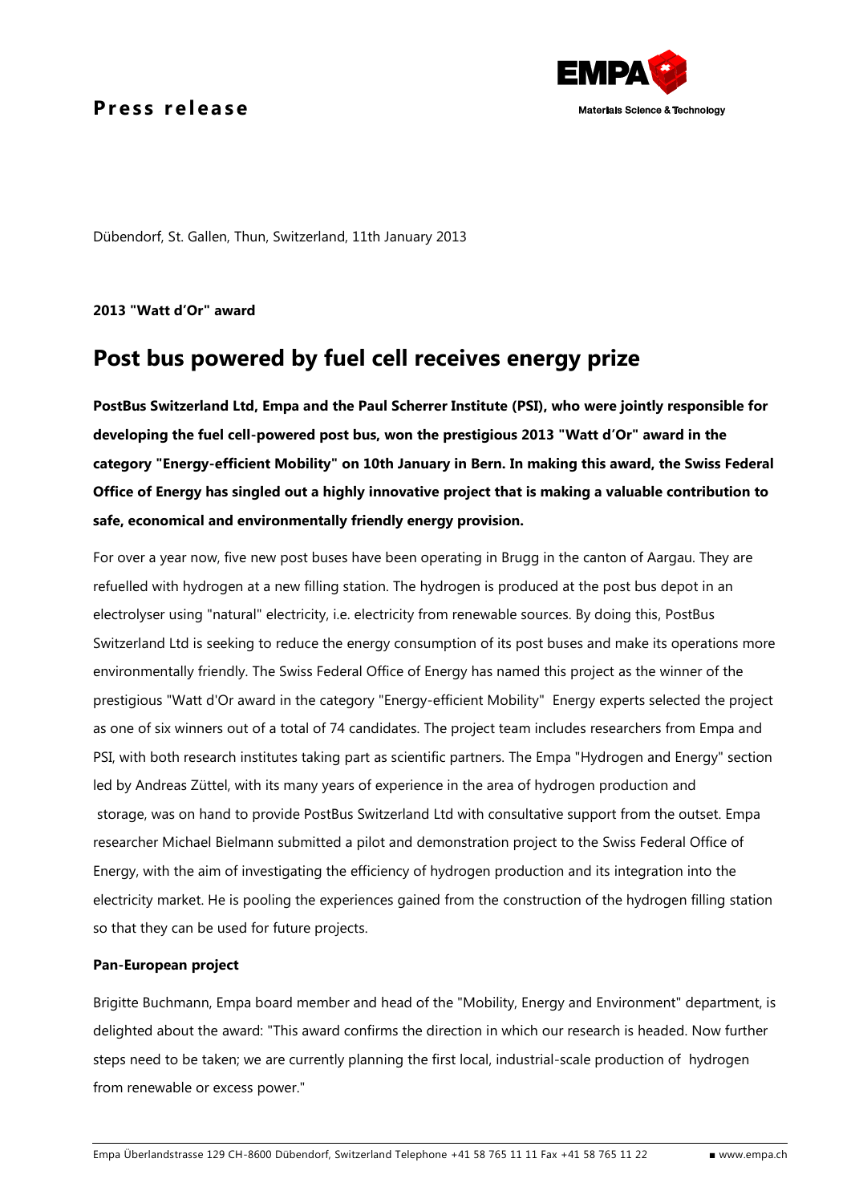**Press release**

Dübendorf, St. Gallen, Thun, Switzerland, 11th January 2013

**2013 "Watt d'Or" award**

# Post bus powered by fuel cell receives energy prize

**PostBus Switzerland Ltd, Empa and the Paul Scherrer Institute (PSI), who were jointly responsible for developing the fuel cell-powered post bus, won the prestigious 2013 "Watt d'Or" award in the category "Energy-efficient Mobility" on 10th January in Bern. In making this award, the Swiss Federal Office of Energy has singled out a highly innovative project that is making a valuable contribution to safe, economical and environmentally friendly energy provision.**

For over a year now, five new post buses have been operating in Brugg in the canton of Aargau. They are refuelled with hydrogen at a new filling station. The hydrogen is produced at the post bus depot in an electrolyser using "natural" electricity, i.e. electricity from renewable sources. By doing this, PostBus Switzerland Ltd is seeking to reduce the energy consumption of its post buses and make its operations more environmentally friendly. The Swiss Federal Office of Energy has named this project as the winner of the prestigious "Watt d'Or award in the category "Energy-efficient Mobility" Energy experts selected the project as one of six winners out of a total of 74 candidates. The project team includes researchers from Empa and PSI, with both research institutes taking part as scientific partners. The Empa "Hydrogen and Energy" section led by Andreas Züttel, with its many years of experience in the area of hydrogen production and storage, was on hand to provide PostBus Switzerland Ltd with consultative support from the outset. Empa researcher Michael Bielmann submitted a pilot and demonstration project to the Swiss Federal Office of Energy, with the aim of investigating the efficiency of hydrogen production and its integration into the electricity market. He is pooling the experiences gained from the construction of the hydrogen filling station so that they can be used for future projects.

**Pan-European project**

Brigitte Buchmann, Empa board member and head of the "Mobility, Energy and Environment" department, is delighted about the award: "This award confirms the direction in which our research is headed. Now further steps need to be taken; we are currently planning the first local, industrial-scale production of hydrogen from renewable or excess power."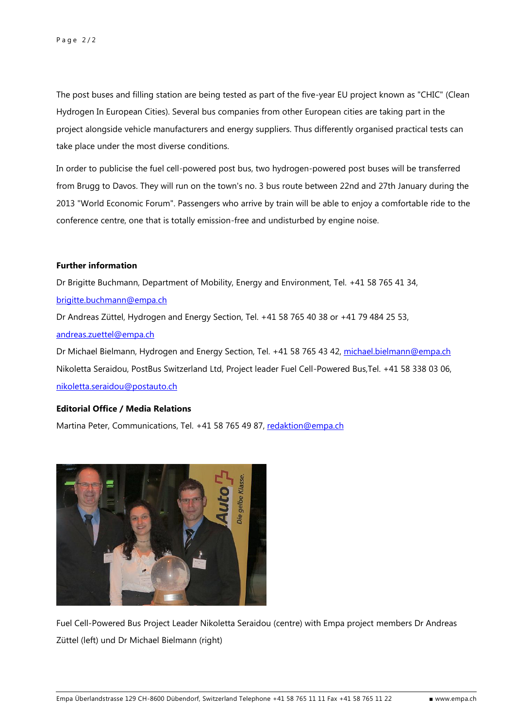The post buses and filling station are being tested as part of the five-year EU project known as "CHIC" (Clean Hydrogen In European Cities). Several bus companies from other European cities are taking part in the project alongside vehicle manufacturers and energy suppliers. Thus differently organised practical tests can take place under the most diverse conditions.

In order to publicise the fuel cell-powered post bus, two hydrogen-powered post buses will be transferred from Brugg to Davos. They will run on the town's no. 3 bus route between 22nd and 27th January during the 2013 "World Economic Forum". Passengers who arrive by train will be able to enjoy a comfortable ride to the conference centre, one that is totally emission-free and undisturbed by engine noise.

**Further information**

Dr Brigitte Buchmann, Department of Mobility, Energy and Environment, Tel. +41 58 765 41 34, brigitte.buchmann@empa.ch

Dr Andreas Züttel, Hydrogen and Energy Section, Tel. +41 58 765 40 38 or +41 79 484 25 53, andreas.zuettel@empa.ch

Dr Michael Bielmann, Hydrogen and Energy Section, Tel. +41 58 765 43 42, michael.bielmann@empa.ch

Nikoletta Seraidou, PostBus Switzerland Ltd, Project leader Fuel Cell-Powered Bus,Tel. +41 58 338 03 06, nikoletta.seraidou@postauto.ch

**Editorial Office / Media Relations**

Martina Peter, Communications, Tel. +41 58 765 49 87, redaktion@empa.ch

Fuel Cell-Powered Bus Project Leader Nikoletta Seraidou (centre) with Empa project members Dr Andreas Züttel (left) und Dr Michael Bielmann (right)